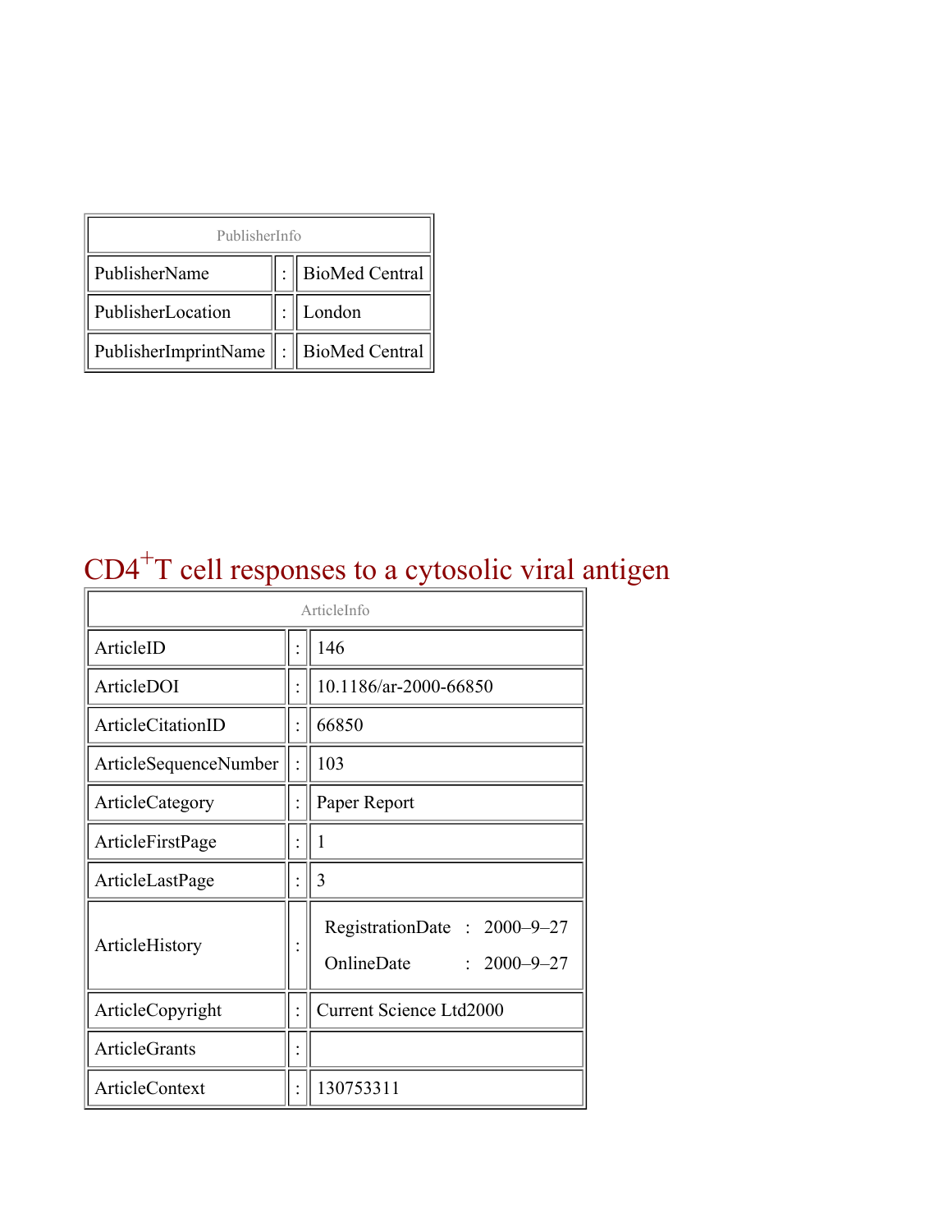| PublisherInfo | | |
|---|---|---|
| PublisherName | : | BioMed Central |
| PublisherLocation | : | London |
| PublisherImprintName | : | BioMed Central |

# CD4[+]T cell responses to a cytosolic viral antigen

| ArticleInfo | | |
|---|---|---|
| ArticleID | : | 146 |
| ArticleDOI | : | 10.1186/ar-2000-66850 |
| ArticleCitationID | : | 66850 |
| ArticleSequenceNumber | : | 103 |
| ArticleCategory | : | Paper Report |
| ArticleFirstPage | : | 1 |
| ArticleLastPage | : | 3 |
| ArticleHistory | : | RegistrationDate : 2000–9–27<br>OnlineDate : 2000–9–27 |
| ArticleCopyright | : | Current Science Ltd2000 |
| ArticleGrants | : | |
| ArticleContext | : | 130753311 |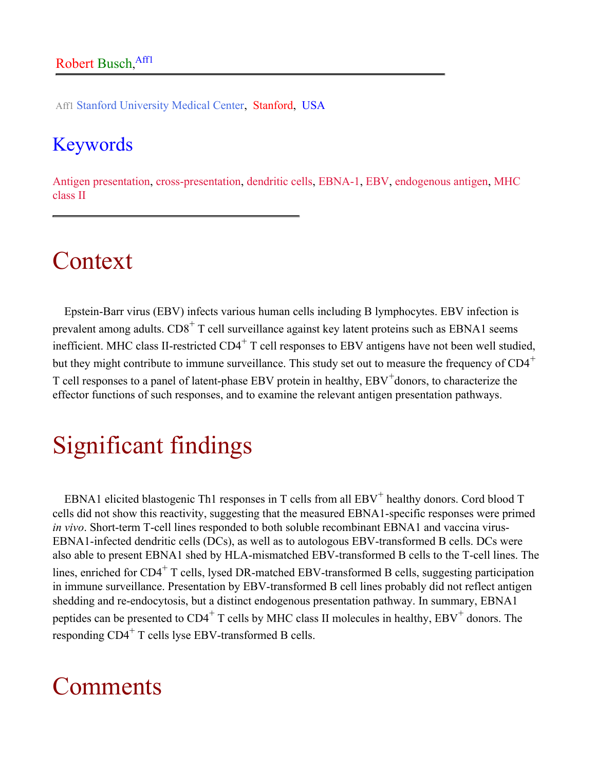Robert Busch,[Aff1]

[Aff1] Stanford University Medical Center, Stanford, USA

## Keywords

Antigen presentation, cross-presentation, dendritic cells, EBNA-1, EBV, endogenous antigen, MHC class II

# Context

Epstein-Barr virus (EBV) infects various human cells including B lymphocytes. EBV infection is prevalent among adults. $CD8^+$ T cell surveillance against key latent proteins such as EBNA1 seems inefficient. MHC class II-restricted $CD4^+$ T cell responses to EBV antigens have not been well studied, but they might contribute to immune surveillance. This study set out to measure the frequency of $CD4^+$ T cell responses to a panel of latent-phase EBV protein in healthy, $EBV^+$donors, to characterize the effector functions of such responses, and to examine the relevant antigen presentation pathways.

# Significant findings

EBNA1 elicited blastogenic Th1 responses in T cells from all $EBV^+$ healthy donors. Cord blood T cells did not show this reactivity, suggesting that the measured EBNA1-specific responses were primed *in vivo*. Short-term T-cell lines responded to both soluble recombinant EBNA1 and vaccina virus-EBNA1-infected dendritic cells (DCs), as well as to autologous EBV-transformed B cells. DCs were also able to present EBNA1 shed by HLA-mismatched EBV-transformed B cells to the T-cell lines. The lines, enriched for $CD4^+$ T cells, lysed DR-matched EBV-transformed B cells, suggesting participation in immune surveillance. Presentation by EBV-transformed B cell lines probably did not reflect antigen shedding and re-endocytosis, but a distinct endogenous presentation pathway. In summary, EBNA1 peptides can be presented to $CD4^+$ T cells by MHC class II molecules in healthy, $EBV^+$ donors. The responding $CD4^+$ T cells lyse EBV-transformed B cells.

# Comments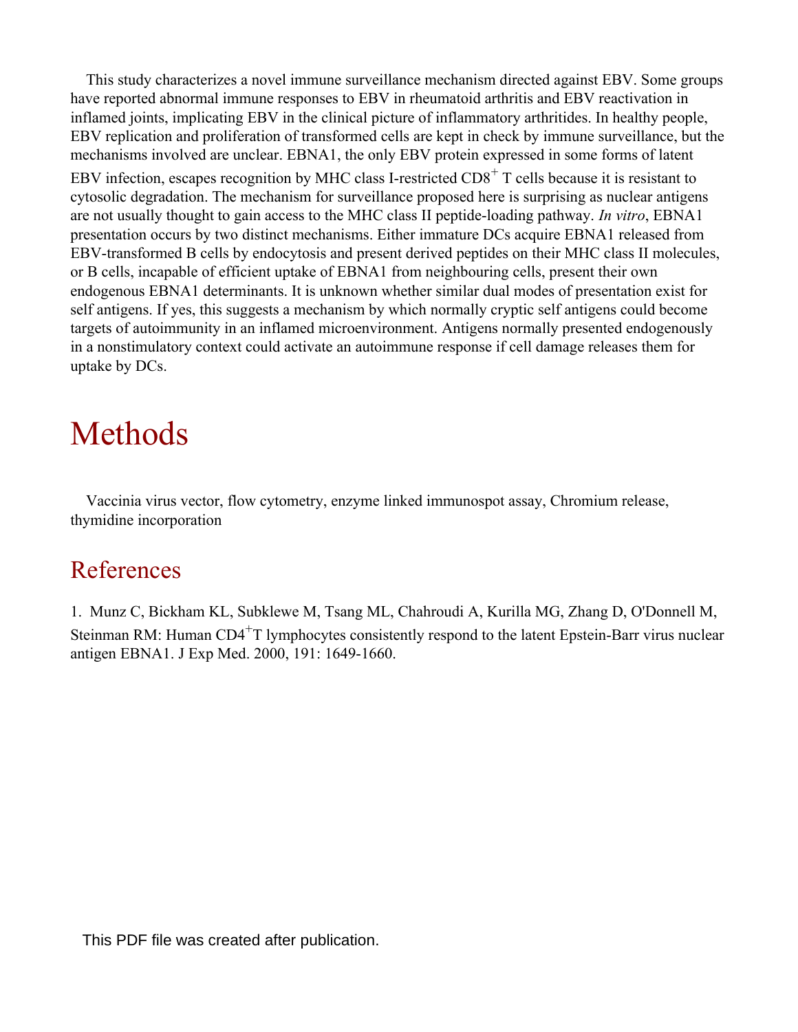This study characterizes a novel immune surveillance mechanism directed against EBV. Some groups have reported abnormal immune responses to EBV in rheumatoid arthritis and EBV reactivation in inflamed joints, implicating EBV in the clinical picture of inflammatory arthritides. In healthy people, EBV replication and proliferation of transformed cells are kept in check by immune surveillance, but the mechanisms involved are unclear. EBNA1, the only EBV protein expressed in some forms of latent EBV infection, escapes recognition by MHC class I-restricted $CD8^+$ T cells because it is resistant to cytosolic degradation. The mechanism for surveillance proposed here is surprising as nuclear antigens are not usually thought to gain access to the MHC class II peptide-loading pathway. *In vitro*, EBNA1 presentation occurs by two distinct mechanisms. Either immature DCs acquire EBNA1 released from EBV-transformed B cells by endocytosis and present derived peptides on their MHC class II molecules, or B cells, incapable of efficient uptake of EBNA1 from neighbouring cells, present their own endogenous EBNA1 determinants. It is unknown whether similar dual modes of presentation exist for self antigens. If yes, this suggests a mechanism by which normally cryptic self antigens could become targets of autoimmunity in an inflamed microenvironment. Antigens normally presented endogenously in a nonstimulatory context could activate an autoimmune response if cell damage releases them for uptake by DCs.

# Methods

Vaccinia virus vector, flow cytometry, enzyme linked immunospot assay, Chromium release, thymidine incorporation

## References

1. Munz C, Bickham KL, Subklewe M, Tsang ML, Chahroudi A, Kurilla MG, Zhang D, O'Donnell M, Steinman RM: Human $CD4^+$T lymphocytes consistently respond to the latent Epstein-Barr virus nuclear antigen EBNA1. J Exp Med. 2000, 191: 1649-1660.

This PDF file was created after publication.